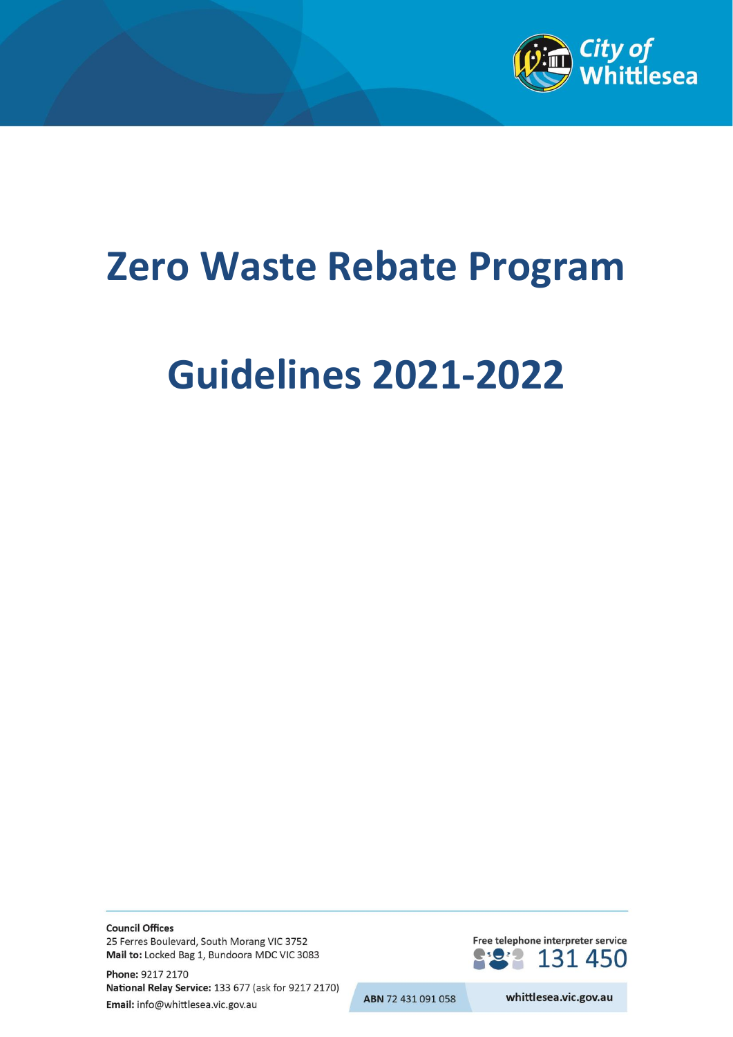City of Whittlesea

# Zero Waste Rebate Program

# Guidelines 2021-2022

**Council Offices**
25 Ferres Boulevard, South Morang VIC 3752
**Mail to:** Locked Bag 1, Bundoora MDC VIC 3083

**Phone:** 9217 2170
**National Relay Service:** 133 677 (ask for 9217 2170)
**Email:** info@whittlesea.vic.gov.au

Free telephone interpreter service 131 450

ABN 72 431 091 058

whittlesea.vic.gov.au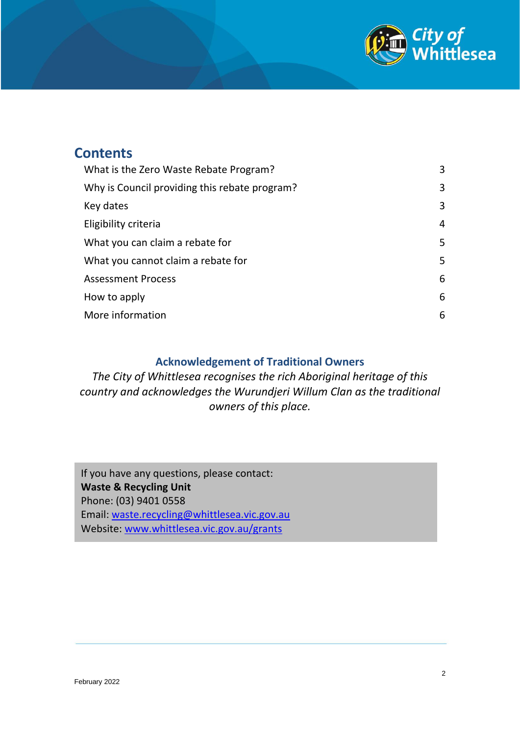## Contents

| | |
|---|---|
| What is the Zero Waste Rebate Program? | 3 |
| Why is Council providing this rebate program? | 3 |
| Key dates | 3 |
| Eligibility criteria | 4 |
| What you can claim a rebate for | 5 |
| What you cannot claim a rebate for | 5 |
| Assessment Process | 6 |
| How to apply | 6 |
| More information | 6 |

### Acknowledgement of Traditional Owners

*The City of Whittlesea recognises the rich Aboriginal heritage of this country and acknowledges the Wurundjeri Willum Clan as the traditional owners of this place.*

If you have any questions, please contact:
**Waste & Recycling Unit**
Phone: (03) 9401 0558
Email: waste.recycling@whittlesea.vic.gov.au
Website: www.whittlesea.vic.gov.au/grants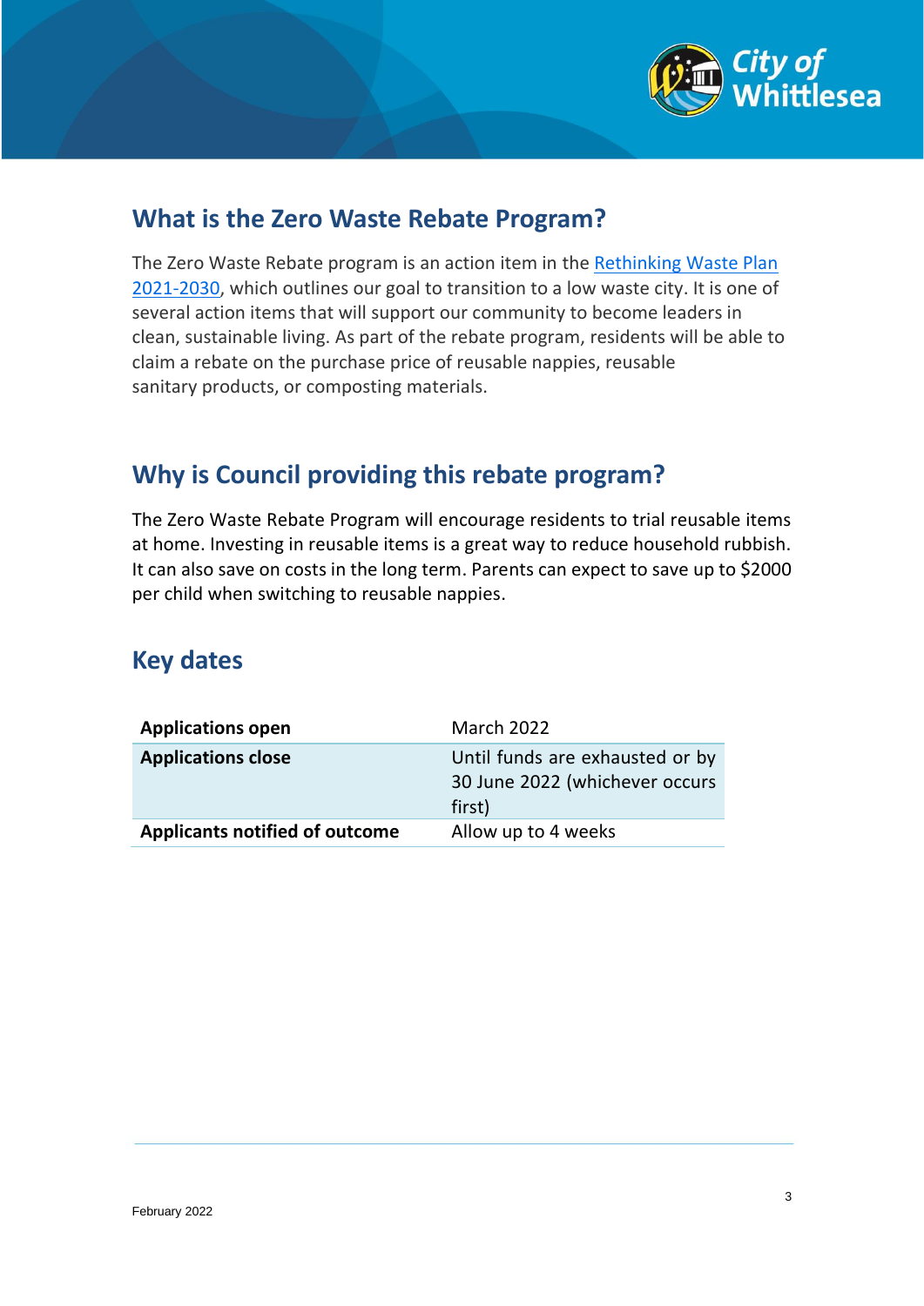## What is the Zero Waste Rebate Program?

The Zero Waste Rebate program is an action item in the Rethinking Waste Plan 2021-2030, which outlines our goal to transition to a low waste city. It is one of several action items that will support our community to become leaders in clean, sustainable living. As part of the rebate program, residents will be able to claim a rebate on the purchase price of reusable nappies, reusable sanitary products, or composting materials.

## Why is Council providing this rebate program?

The Zero Waste Rebate Program will encourage residents to trial reusable items at home. Investing in reusable items is a great way to reduce household rubbish. It can also save on costs in the long term. Parents can expect to save up to $2000 per child when switching to reusable nappies.

## Key dates

| | |
|---|---|
| **Applications open** | March 2022 |
| **Applications close** | Until funds are exhausted or by 30 June 2022 (whichever occurs first) |
| **Applicants notified of outcome** | Allow up to 4 weeks |

February 2022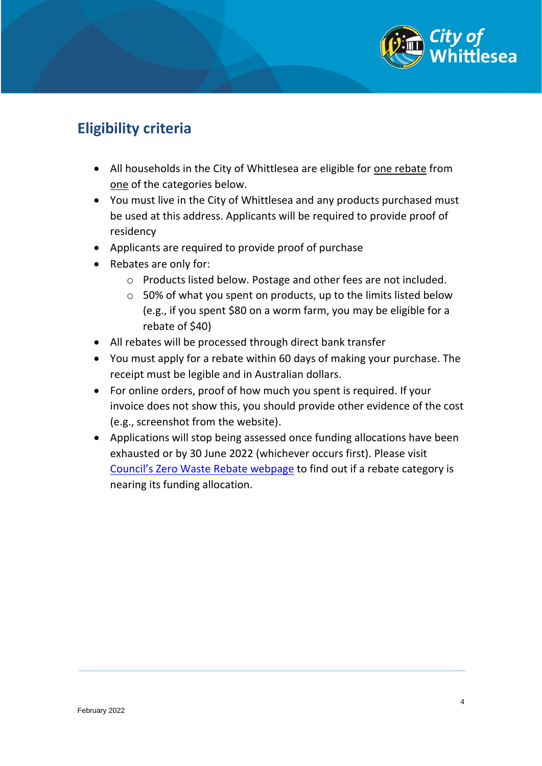## Eligibility criteria

- All households in the City of Whittlesea are eligible for one rebate from one of the categories below.
- You must live in the City of Whittlesea and any products purchased must be used at this address. Applicants will be required to provide proof of residency
- Applicants are required to provide proof of purchase
- Rebates are only for:
  - Products listed below. Postage and other fees are not included.
  - 50% of what you spent on products, up to the limits listed below (e.g., if you spent $80 on a worm farm, you may be eligible for a rebate of $40)
- All rebates will be processed through direct bank transfer
- You must apply for a rebate within 60 days of making your purchase. The receipt must be legible and in Australian dollars.
- For online orders, proof of how much you spent is required. If your invoice does not show this, you should provide other evidence of the cost (e.g., screenshot from the website).
- Applications will stop being assessed once funding allocations have been exhausted or by 30 June 2022 (whichever occurs first). Please visit Council's Zero Waste Rebate webpage to find out if a rebate category is nearing its funding allocation.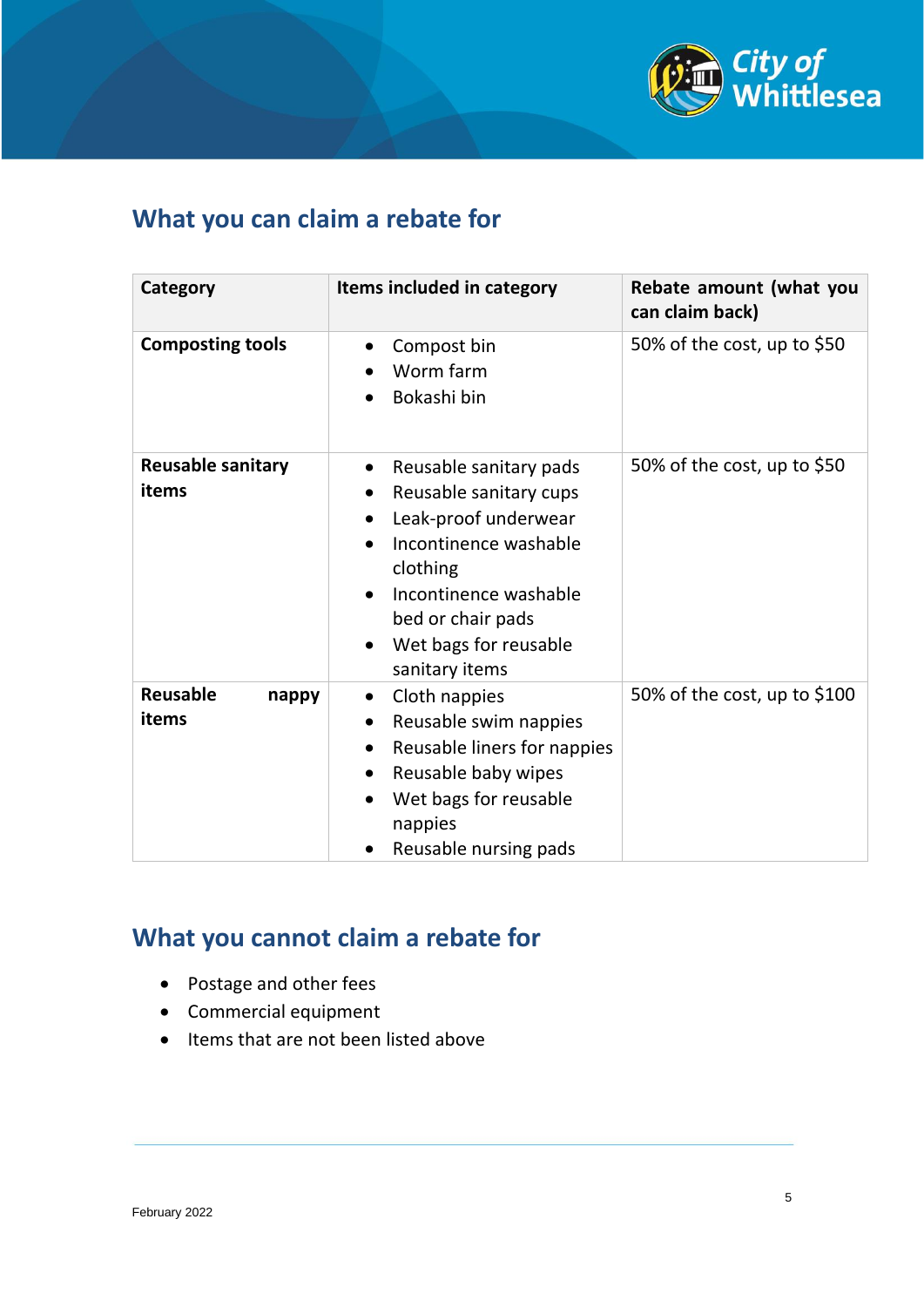## What you can claim a rebate for

| Category | Items included in category | Rebate amount (what you can claim back) |
|---|---|---|
| **Composting tools** | • Compost bin<br>• Worm farm<br>• Bokashi bin | 50% of the cost, up to $50 |
| **Reusable sanitary items** | • Reusable sanitary pads<br>• Reusable sanitary cups<br>• Leak-proof underwear<br>• Incontinence washable clothing<br>• Incontinence washable bed or chair pads<br>• Wet bags for reusable sanitary items | 50% of the cost, up to $50 |
| **Reusable nappy items** | • Cloth nappies<br>• Reusable swim nappies<br>• Reusable liners for nappies<br>• Reusable baby wipes<br>• Wet bags for reusable nappies<br>• Reusable nursing pads | 50% of the cost, up to $100 |

## What you cannot claim a rebate for

- Postage and other fees
- Commercial equipment
- Items that are not been listed above

February 2022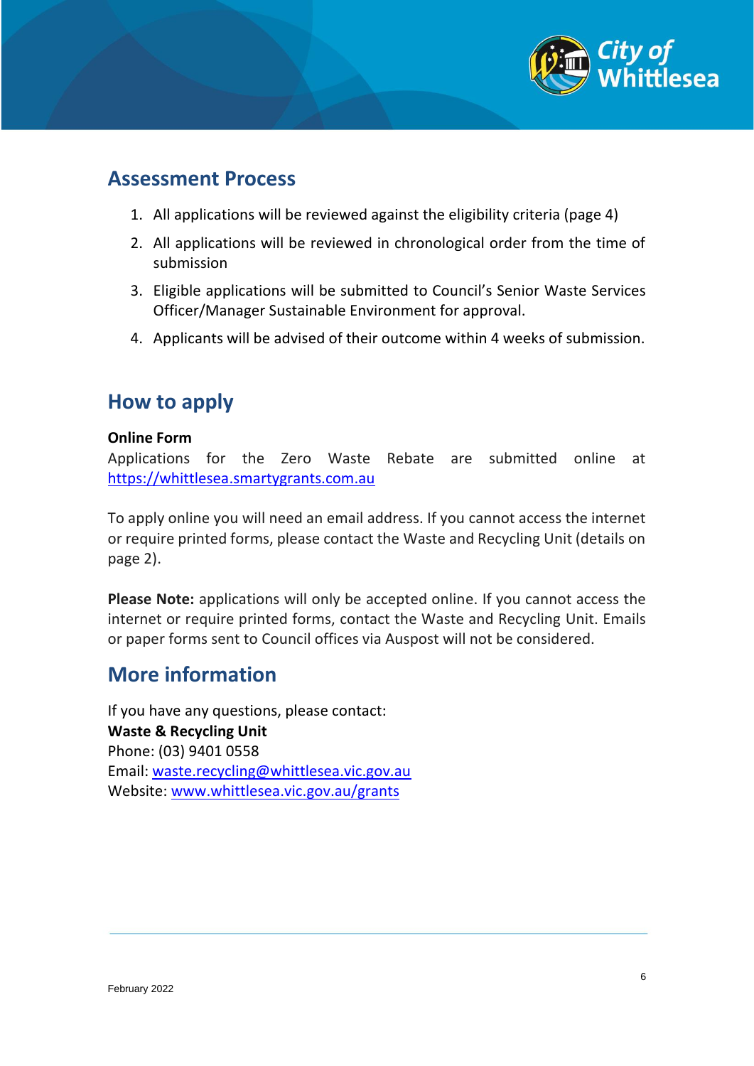## Assessment Process

1. All applications will be reviewed against the eligibility criteria (page 4)
2. All applications will be reviewed in chronological order from the time of submission
3. Eligible applications will be submitted to Council's Senior Waste Services Officer/Manager Sustainable Environment for approval.
4. Applicants will be advised of their outcome within 4 weeks of submission.

## How to apply

**Online Form**
Applications for the Zero Waste Rebate are submitted online at https://whittlesea.smartygrants.com.au

To apply online you will need an email address. If you cannot access the internet or require printed forms, please contact the Waste and Recycling Unit (details on page 2).

**Please Note:** applications will only be accepted online. If you cannot access the internet or require printed forms, contact the Waste and Recycling Unit. Emails or paper forms sent to Council offices via Auspost will not be considered.

## More information

If you have any questions, please contact:
**Waste & Recycling Unit**
Phone: (03) 9401 0558
Email: waste.recycling@whittlesea.vic.gov.au
Website: www.whittlesea.vic.gov.au/grants